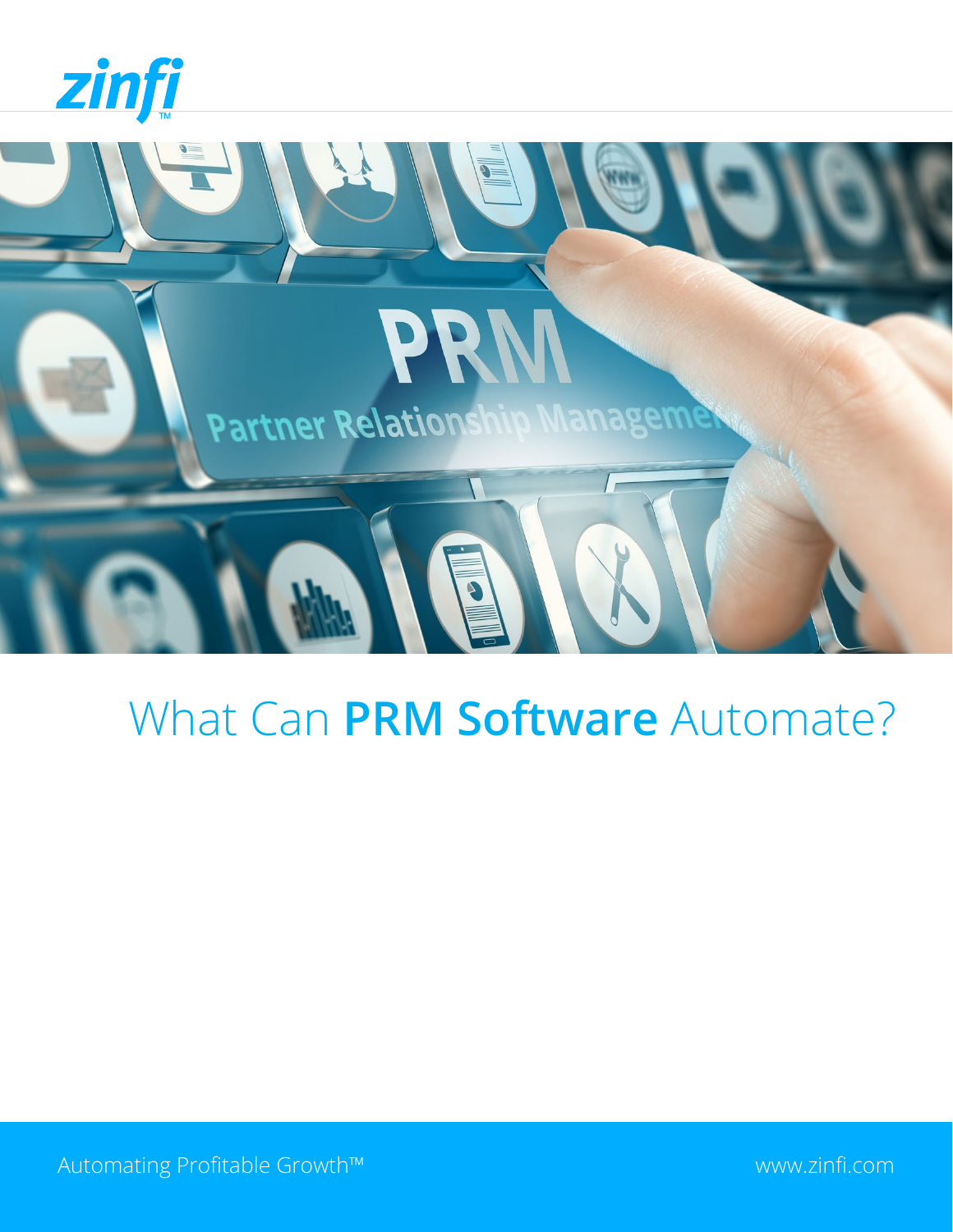zinfi™

# What Can **PRM Software** Automate?

Automating Profitable Growth™

www.zinfi.com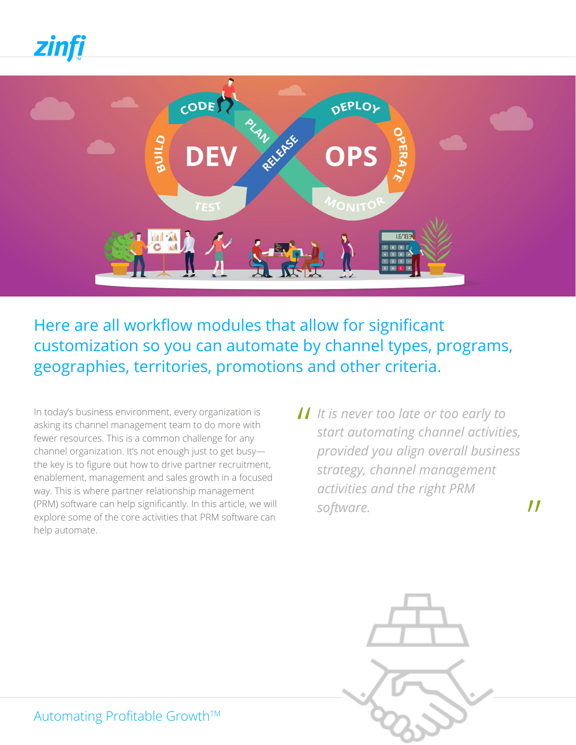## Here are all workflow modules that allow for significant customization so you can automate by channel types, programs, geographies, territories, promotions and other criteria.

In today's business environment, every organization is asking its channel management team to do more with fewer resources. This is a common challenge for any channel organization. It's not enough just to get busy—the key is to figure out how to drive partner recruitment, enablement, management and sales growth in a focused way. This is where partner relationship management (PRM) software can help significantly. In this article, we will explore some of the core activities that PRM software can help automate.

> *"It is never too late or too early to start automating channel activities, provided you align overall business strategy, channel management activities and the right PRM software."*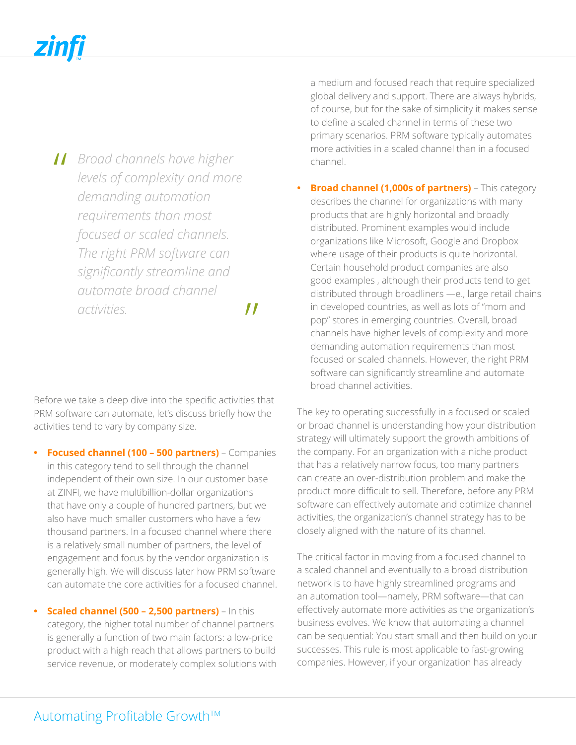> *Broad channels have higher levels of complexity and more demanding automation requirements than most focused or scaled channels. The right PRM software can significantly streamline and automate broad channel activities.*

Before we take a deep dive into the specific activities that PRM software can automate, let's discuss briefly how the activities tend to vary by company size.

- **Focused channel (100 – 500 partners)** – Companies in this category tend to sell through the channel independent of their own size. In our customer base at ZINFI, we have multibillion-dollar organizations that have only a couple of hundred partners, but we also have much smaller customers who have a few thousand partners. In a focused channel where there is a relatively small number of partners, the level of engagement and focus by the vendor organization is generally high. We will discuss later how PRM software can automate the core activities for a focused channel.

- **Scaled channel (500 – 2,500 partners)** – In this category, the higher total number of channel partners is generally a function of two main factors: a low-price product with a high reach that allows partners to build service revenue, or moderately complex solutions with a medium and focused reach that require specialized global delivery and support. There are always hybrids, of course, but for the sake of simplicity it makes sense to define a scaled channel in terms of these two primary scenarios. PRM software typically automates more activities in a scaled channel than in a focused channel.

- **Broad channel (1,000s of partners)** – This category describes the channel for organizations with many products that are highly horizontal and broadly distributed. Prominent examples would include organizations like Microsoft, Google and Dropbox where usage of their products is quite horizontal. Certain household product companies are also good examples , although their products tend to get distributed through broadliners —e., large retail chains in developed countries, as well as lots of "mom and pop" stores in emerging countries. Overall, broad channels have higher levels of complexity and more demanding automation requirements than most focused or scaled channels. However, the right PRM software can significantly streamline and automate broad channel activities.

The key to operating successfully in a focused or scaled or broad channel is understanding how your distribution strategy will ultimately support the growth ambitions of the company. For an organization with a niche product that has a relatively narrow focus, too many partners can create an over-distribution problem and make the product more difficult to sell. Therefore, before any PRM software can effectively automate and optimize channel activities, the organization's channel strategy has to be closely aligned with the nature of its channel.

The critical factor in moving from a focused channel to a scaled channel and eventually to a broad distribution network is to have highly streamlined programs and an automation tool—namely, PRM software—that can effectively automate more activities as the organization's business evolves. We know that automating a channel can be sequential: You start small and then build on your successes. This rule is most applicable to fast-growing companies. However, if your organization has already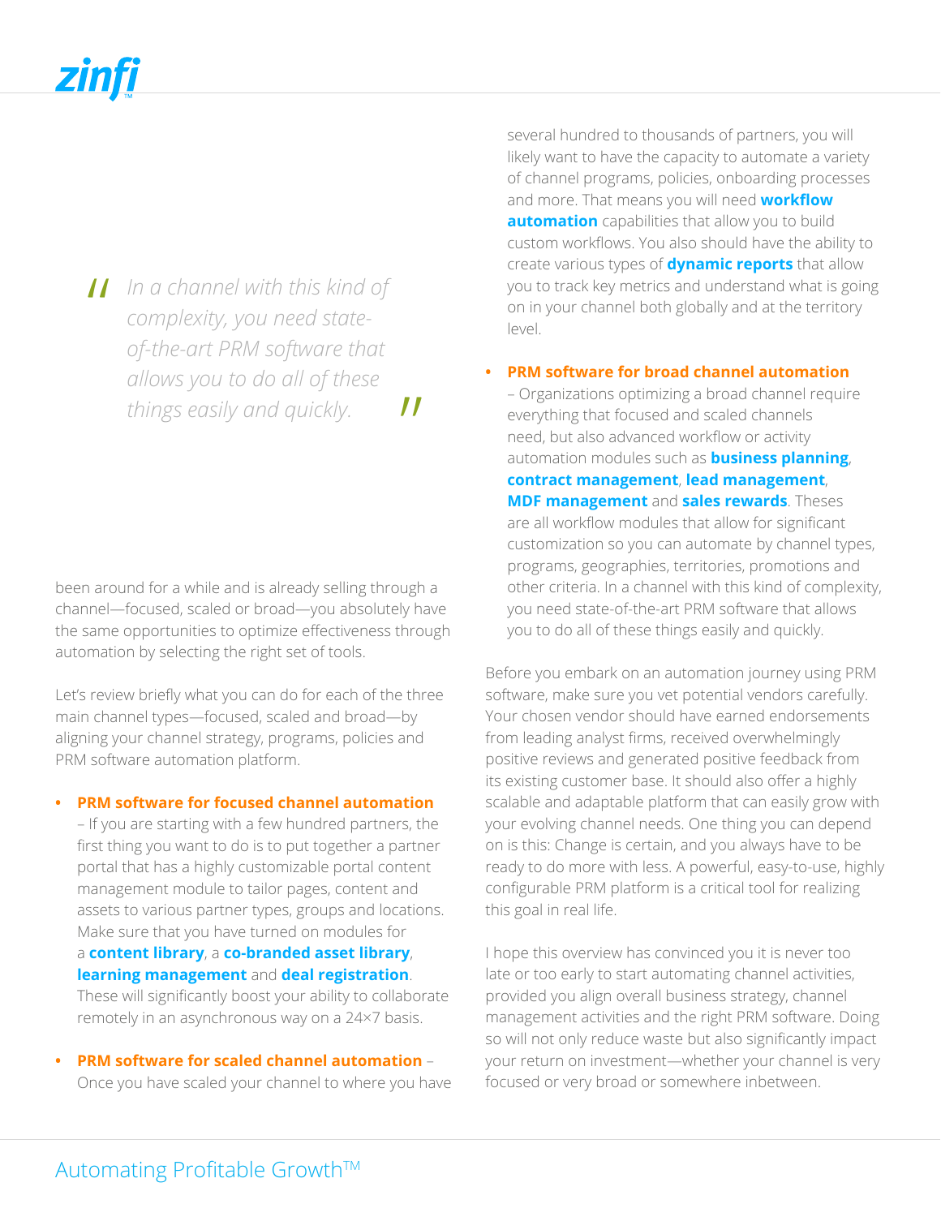> *In a channel with this kind of complexity, you need state-of-the-art PRM software that allows you to do all of these things easily and quickly.*

been around for a while and is already selling through a channel—focused, scaled or broad—you absolutely have the same opportunities to optimize effectiveness through automation by selecting the right set of tools.

Let's review briefly what you can do for each of the three main channel types—focused, scaled and broad—by aligning your channel strategy, programs, policies and PRM software automation platform.

- **PRM software for focused channel automation** – If you are starting with a few hundred partners, the first thing you want to do is to put together a partner portal that has a highly customizable portal content management module to tailor pages, content and assets to various partner types, groups and locations. Make sure that you have turned on modules for a **content library**, a **co-branded asset library**, **learning management** and **deal registration**. These will significantly boost your ability to collaborate remotely in an asynchronous way on a 24×7 basis.

- **PRM software for scaled channel automation** – Once you have scaled your channel to where you have several hundred to thousands of partners, you will likely want to have the capacity to automate a variety of channel programs, policies, onboarding processes and more. That means you will need **workflow automation** capabilities that allow you to build custom workflows. You also should have the ability to create various types of **dynamic reports** that allow you to track key metrics and understand what is going on in your channel both globally and at the territory level.

- **PRM software for broad channel automation** – Organizations optimizing a broad channel require everything that focused and scaled channels need, but also advanced workflow or activity automation modules such as **business planning**, **contract management**, **lead management**, **MDF management** and **sales rewards**. Theses are all workflow modules that allow for significant customization so you can automate by channel types, programs, geographies, territories, promotions and other criteria. In a channel with this kind of complexity, you need state-of-the-art PRM software that allows you to do all of these things easily and quickly.

Before you embark on an automation journey using PRM software, make sure you vet potential vendors carefully. Your chosen vendor should have earned endorsements from leading analyst firms, received overwhelmingly positive reviews and generated positive feedback from its existing customer base. It should also offer a highly scalable and adaptable platform that can easily grow with your evolving channel needs. One thing you can depend on is this: Change is certain, and you always have to be ready to do more with less. A powerful, easy-to-use, highly configurable PRM platform is a critical tool for realizing this goal in real life.

I hope this overview has convinced you it is never too late or too early to start automating channel activities, provided you align overall business strategy, channel management activities and the right PRM software. Doing so will not only reduce waste but also significantly impact your return on investment—whether your channel is very focused or very broad or somewhere inbetween.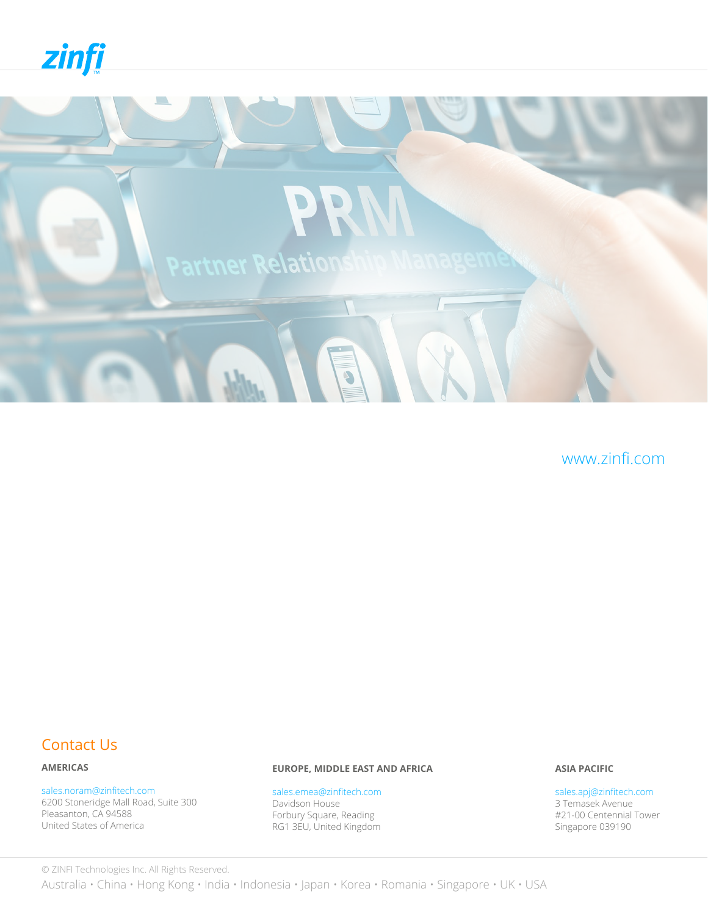zinfi

www.zinfi.com

## Contact Us

**AMERICAS**

sales.noram@zinfitech.com
6200 Stoneridge Mall Road, Suite 300
Pleasanton, CA 94588
United States of America

**EUROPE, MIDDLE EAST AND AFRICA**

sales.emea@zinfitech.com
Davidson House
Forbury Square, Reading
RG1 3EU, United Kingdom

**ASIA PACIFIC**

sales.apj@zinfitech.com
3 Temasek Avenue
#21-00 Centennial Tower
Singapore 039190

© ZINFI Technologies Inc. All Rights Reserved.

Australia • China • Hong Kong • India • Indonesia • Japan • Korea • Romania • Singapore • UK • USA